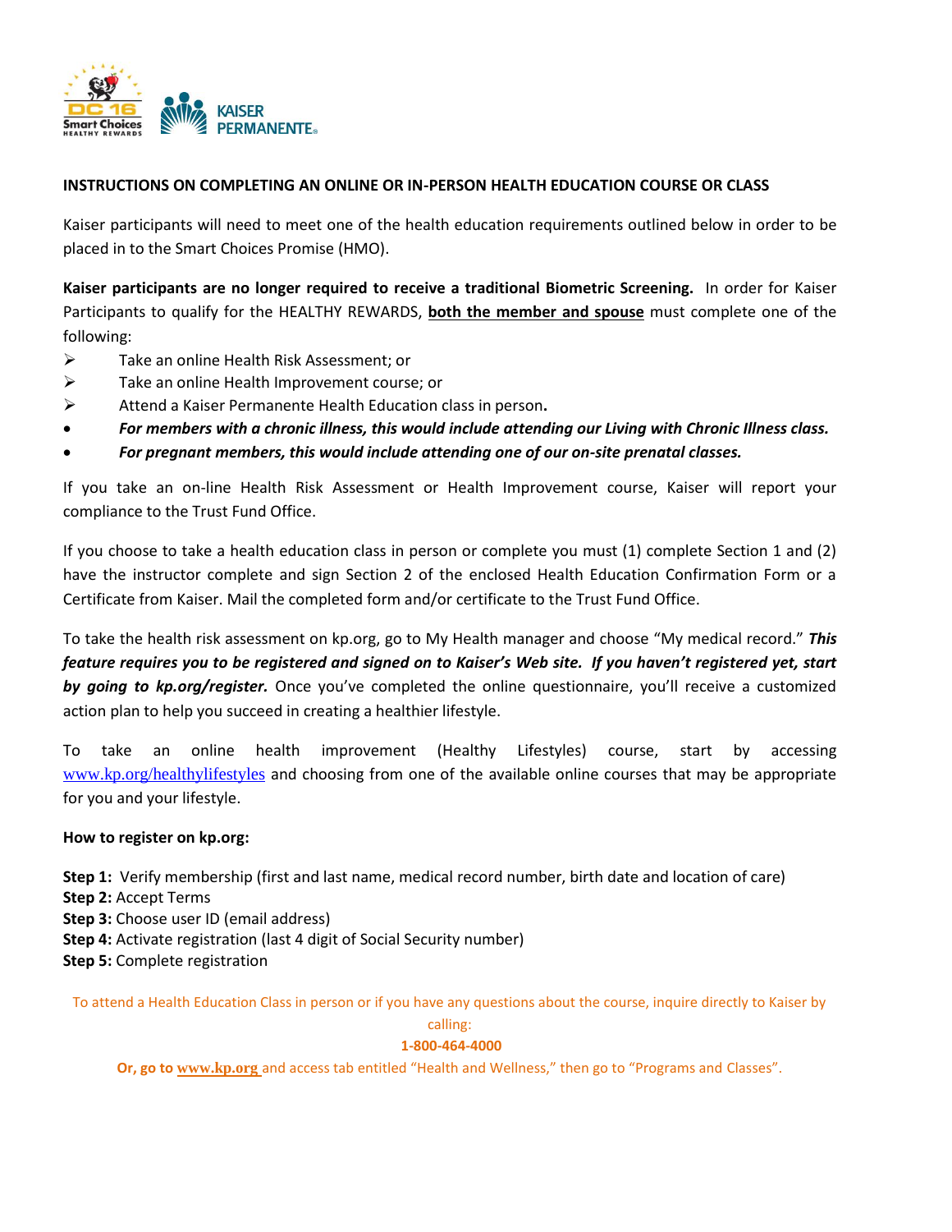## INSTRUCTIONS ON COMPLETING AN ONLINE OR IN-PERSON HEALTH EDUCATION COURSE OR CLASS

Kaiser participants will need to meet one of the health education requirements outlined below in order to be placed in to the Smart Choices Promise (HMO).

**Kaiser participants are no longer required to receive a traditional Biometric Screening.** In order for Kaiser Participants to qualify for the HEALTHY REWARDS, **both the member and spouse** must complete one of the following:

- Take an online Health Risk Assessment; or
- Take an online Health Improvement course; or
- Attend a Kaiser Permanente Health Education class in person**.**
- ***For members with a chronic illness, this would include attending our Living with Chronic Illness class.***
- ***For pregnant members, this would include attending one of our on-site prenatal classes.***

If you take an on-line Health Risk Assessment or Health Improvement course, Kaiser will report your compliance to the Trust Fund Office.

If you choose to take a health education class in person or complete you must (1) complete Section 1 and (2) have the instructor complete and sign Section 2 of the enclosed Health Education Confirmation Form or a Certificate from Kaiser. Mail the completed form and/or certificate to the Trust Fund Office.

To take the health risk assessment on kp.org, go to My Health manager and choose "My medical record." ***This feature requires you to be registered and signed on to Kaiser's Web site. If you haven't registered yet, start by going to kp.org/register.*** Once you've completed the online questionnaire, you'll receive a customized action plan to help you succeed in creating a healthier lifestyle.

To take an online health improvement (Healthy Lifestyles) course, start by accessing www.kp.org/healthylifestyles and choosing from one of the available online courses that may be appropriate for you and your lifestyle.

**How to register on kp.org:**

**Step 1:** Verify membership (first and last name, medical record number, birth date and location of care)
**Step 2:** Accept Terms
**Step 3:** Choose user ID (email address)
**Step 4:** Activate registration (last 4 digit of Social Security number)
**Step 5:** Complete registration

To attend a Health Education Class in person or if you have any questions about the course, inquire directly to Kaiser by calling:

**1-800-464-4000**

**Or, go to www.kp.org** and access tab entitled "Health and Wellness," then go to "Programs and Classes".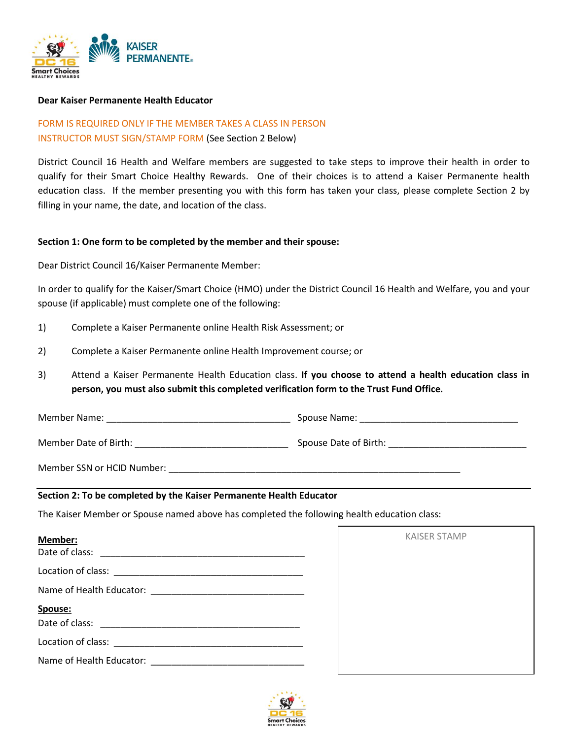**Dear Kaiser Permanente Health Educator**

FORM IS REQUIRED ONLY IF THE MEMBER TAKES A CLASS IN PERSON
INSTRUCTOR MUST SIGN/STAMP FORM (See Section 2 Below)

District Council 16 Health and Welfare members are suggested to take steps to improve their health in order to qualify for their Smart Choice Healthy Rewards. One of their choices is to attend a Kaiser Permanente health education class. If the member presenting you with this form has taken your class, please complete Section 2 by filling in your name, the date, and location of the class.

**Section 1: One form to be completed by the member and their spouse:**

Dear District Council 16/Kaiser Permanente Member:

In order to qualify for the Kaiser/Smart Choice (HMO) under the District Council 16 Health and Welfare, you and your spouse (if applicable) must complete one of the following:

1) Complete a Kaiser Permanente online Health Risk Assessment; or

2) Complete a Kaiser Permanente online Health Improvement course; or

3) Attend a Kaiser Permanente Health Education class. **If you choose to attend a health education class in person, you must also submit this completed verification form to the Trust Fund Office.**

Member Name: ____________________ Spouse Name: ____________________

Member Date of Birth: ____________________ Spouse Date of Birth: ____________________

Member SSN or HCID Number: ________________________________________

**Section 2: To be completed by the Kaiser Permanente Health Educator**

The Kaiser Member or Spouse named above has completed the following health education class:

**Member:**

Date of class: ____________________

Location of class: ____________________

Name of Health Educator: ____________________

**Spouse:**

Date of class: ____________________

Location of class: ____________________

Name of Health Educator: ____________________

KAISER STAMP